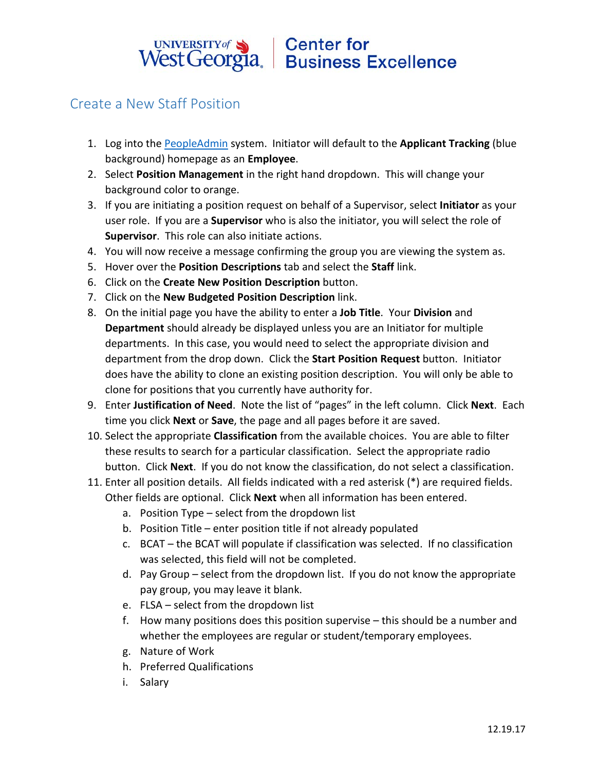University of West Georgia | Center for Business Excellence

## Create a New Staff Position

1. Log into the PeopleAdmin system. Initiator will default to the **Applicant Tracking** (blue background) homepage as an **Employee**.
2. Select **Position Management** in the right hand dropdown. This will change your background color to orange.
3. If you are initiating a position request on behalf of a Supervisor, select **Initiator** as your user role. If you are a **Supervisor** who is also the initiator, you will select the role of **Supervisor**. This role can also initiate actions.
4. You will now receive a message confirming the group you are viewing the system as.
5. Hover over the **Position Descriptions** tab and select the **Staff** link.
6. Click on the **Create New Position Description** button.
7. Click on the **New Budgeted Position Description** link.
8. On the initial page you have the ability to enter a **Job Title**. Your **Division** and **Department** should already be displayed unless you are an Initiator for multiple departments. In this case, you would need to select the appropriate division and department from the drop down. Click the **Start Position Request** button. Initiator does have the ability to clone an existing position description. You will only be able to clone for positions that you currently have authority for.
9. Enter **Justification of Need**. Note the list of "pages" in the left column. Click **Next**. Each time you click **Next** or **Save**, the page and all pages before it are saved.
10. Select the appropriate **Classification** from the available choices. You are able to filter these results to search for a particular classification. Select the appropriate radio button. Click **Next**. If you do not know the classification, do not select a classification.
11. Enter all position details. All fields indicated with a red asterisk (*) are required fields. Other fields are optional. Click **Next** when all information has been entered.
    a. Position Type – select from the dropdown list
    b. Position Title – enter position title if not already populated
    c. BCAT – the BCAT will populate if classification was selected. If no classification was selected, this field will not be completed.
    d. Pay Group – select from the dropdown list. If you do not know the appropriate pay group, you may leave it blank.
    e. FLSA – select from the dropdown list
    f. How many positions does this position supervise – this should be a number and whether the employees are regular or student/temporary employees.
    g. Nature of Work
    h. Preferred Qualifications
    i. Salary

12.19.17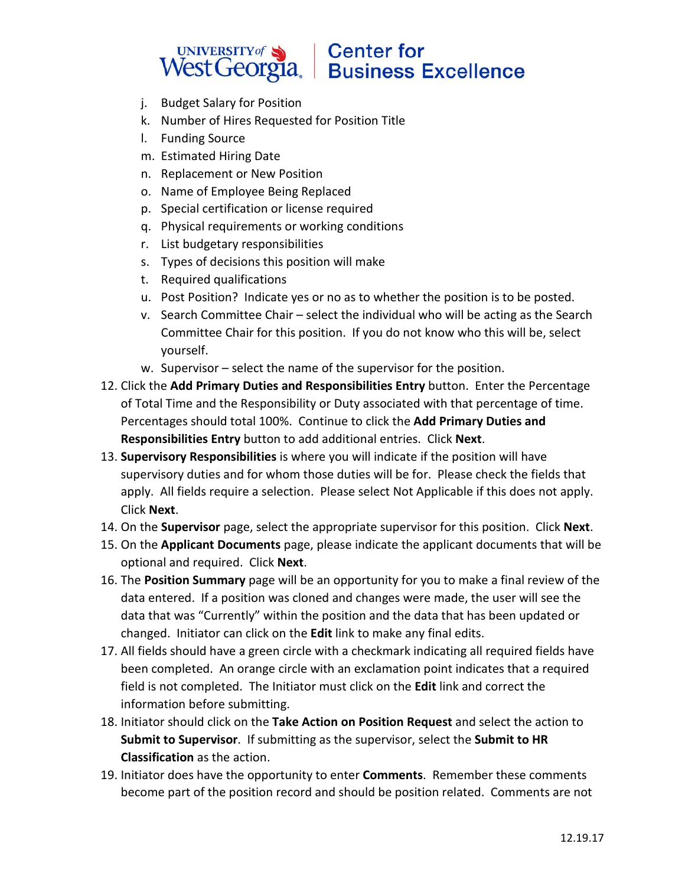j. Budget Salary for Position
k. Number of Hires Requested for Position Title
l. Funding Source
m. Estimated Hiring Date
n. Replacement or New Position
o. Name of Employee Being Replaced
p. Special certification or license required
q. Physical requirements or working conditions
r. List budgetary responsibilities
s. Types of decisions this position will make
t. Required qualifications
u. Post Position? Indicate yes or no as to whether the position is to be posted.
v. Search Committee Chair – select the individual who will be acting as the Search Committee Chair for this position. If you do not know who this will be, select yourself.
w. Supervisor – select the name of the supervisor for the position.

12. Click the **Add Primary Duties and Responsibilities Entry** button. Enter the Percentage of Total Time and the Responsibility or Duty associated with that percentage of time. Percentages should total 100%. Continue to click the **Add Primary Duties and Responsibilities Entry** button to add additional entries. Click **Next**.
13. **Supervisory Responsibilities** is where you will indicate if the position will have supervisory duties and for whom those duties will be for. Please check the fields that apply. All fields require a selection. Please select Not Applicable if this does not apply. Click **Next**.
14. On the **Supervisor** page, select the appropriate supervisor for this position. Click **Next**.
15. On the **Applicant Documents** page, please indicate the applicant documents that will be optional and required. Click **Next**.
16. The **Position Summary** page will be an opportunity for you to make a final review of the data entered. If a position was cloned and changes were made, the user will see the data that was "Currently" within the position and the data that has been updated or changed. Initiator can click on the **Edit** link to make any final edits.
17. All fields should have a green circle with a checkmark indicating all required fields have been completed. An orange circle with an exclamation point indicates that a required field is not completed. The Initiator must click on the **Edit** link and correct the information before submitting.
18. Initiator should click on the **Take Action on Position Request** and select the action to **Submit to Supervisor**. If submitting as the supervisor, select the **Submit to HR Classification** as the action.
19. Initiator does have the opportunity to enter **Comments**. Remember these comments become part of the position record and should be position related. Comments are not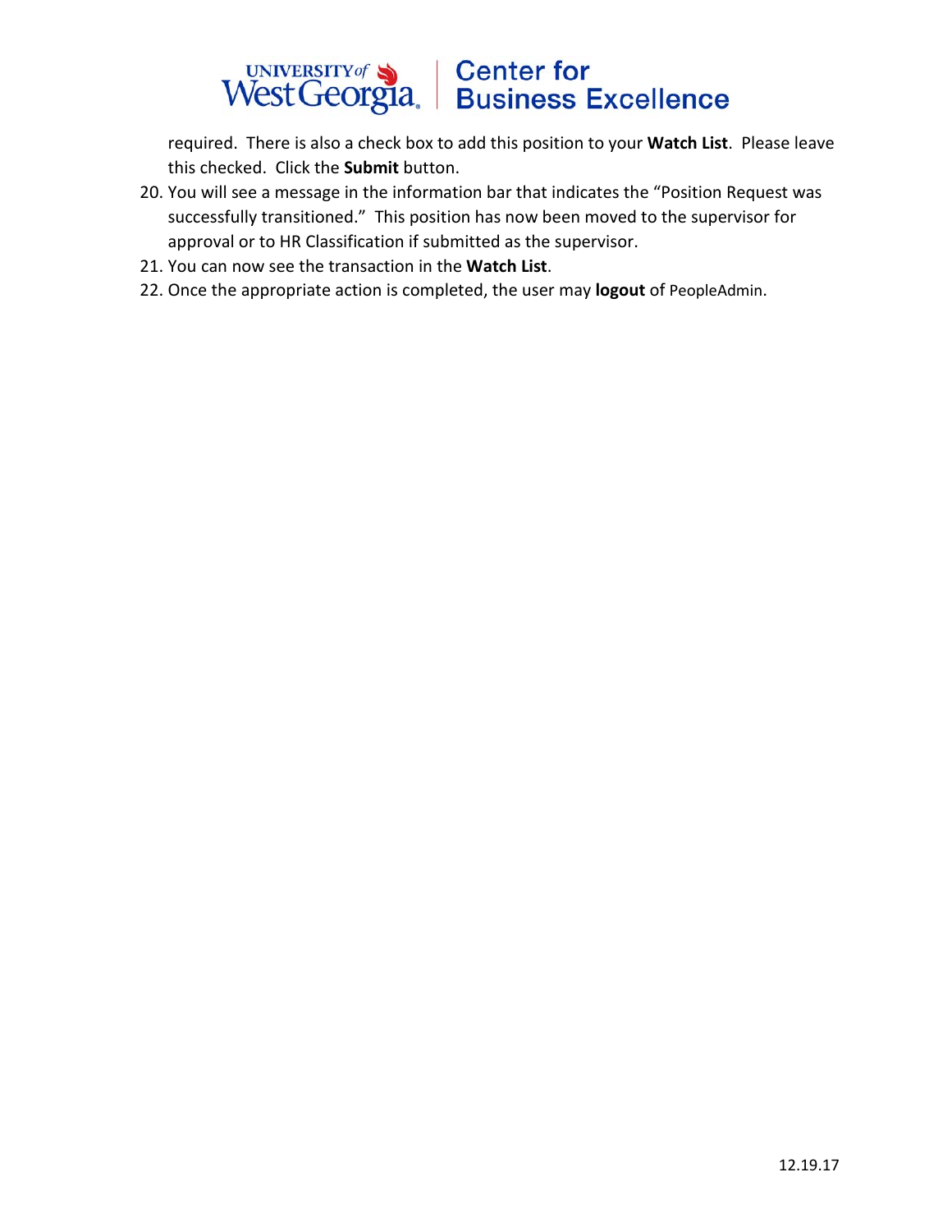required. There is also a check box to add this position to your **Watch List**. Please leave this checked. Click the **Submit** button.

20. You will see a message in the information bar that indicates the "Position Request was successfully transitioned." This position has now been moved to the supervisor for approval or to HR Classification if submitted as the supervisor.
21. You can now see the transaction in the **Watch List**.
22. Once the appropriate action is completed, the user may **logout** of PeopleAdmin.